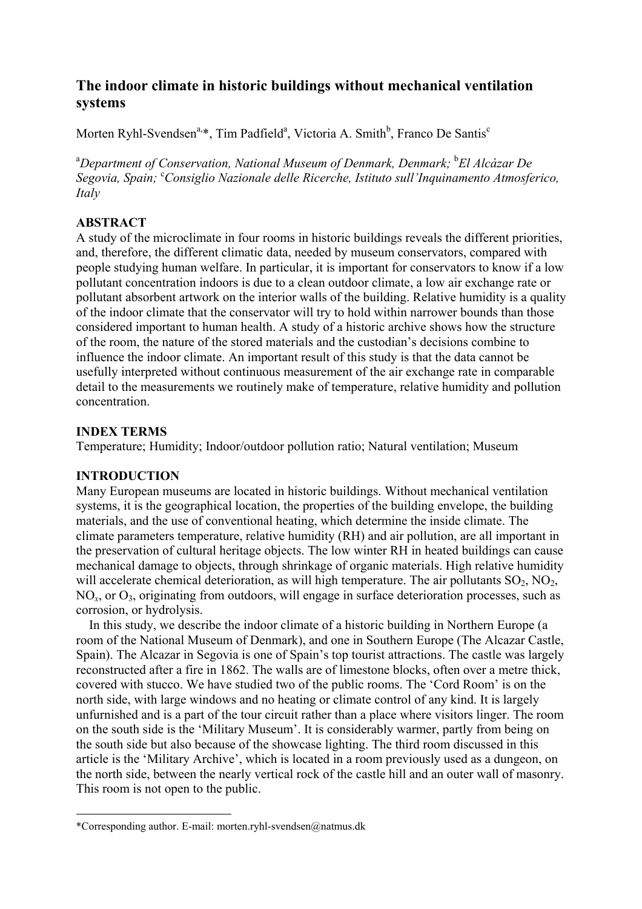# The indoor climate in historic buildings without mechanical ventilation systems

Morten Ryhl-Svendsen[a,*], Tim Padfield[a], Victoria A. Smith[b], Franco De Santis[c]

[a] *Department of Conservation, National Museum of Denmark, Denmark;* [b] *El Alcázar De Segovia, Spain;* [c] *Consiglio Nazionale delle Ricerche, Istituto sull'Inquinamento Atmosferico, Italy*

## ABSTRACT

A study of the microclimate in four rooms in historic buildings reveals the different priorities, and, therefore, the different climatic data, needed by museum conservators, compared with people studying human welfare. In particular, it is important for conservators to know if a low pollutant concentration indoors is due to a clean outdoor climate, a low air exchange rate or pollutant absorbent artwork on the interior walls of the building. Relative humidity is a quality of the indoor climate that the conservator will try to hold within narrower bounds than those considered important to human health. A study of a historic archive shows how the structure of the room, the nature of the stored materials and the custodian's decisions combine to influence the indoor climate. An important result of this study is that the data cannot be usefully interpreted without continuous measurement of the air exchange rate in comparable detail to the measurements we routinely make of temperature, relative humidity and pollution concentration.

## INDEX TERMS

Temperature; Humidity; Indoor/outdoor pollution ratio; Natural ventilation; Museum

## INTRODUCTION

Many European museums are located in historic buildings. Without mechanical ventilation systems, it is the geographical location, the properties of the building envelope, the building materials, and the use of conventional heating, which determine the inside climate. The climate parameters temperature, relative humidity (RH) and air pollution, are all important in the preservation of cultural heritage objects. The low winter RH in heated buildings can cause mechanical damage to objects, through shrinkage of organic materials. High relative humidity will accelerate chemical deterioration, as will high temperature. The air pollutants $SO_2$, $NO_2$, $NO_x$, or $O_3$, originating from outdoors, will engage in surface deterioration processes, such as corrosion, or hydrolysis.

In this study, we describe the indoor climate of a historic building in Northern Europe (a room of the National Museum of Denmark), and one in Southern Europe (The Alcazar Castle, Spain). The Alcazar in Segovia is one of Spain's top tourist attractions. The castle was largely reconstructed after a fire in 1862. The walls are of limestone blocks, often over a metre thick, covered with stucco. We have studied two of the public rooms. The 'Cord Room' is on the north side, with large windows and no heating or climate control of any kind. It is largely unfurnished and is a part of the tour circuit rather than a place where visitors linger. The room on the south side is the 'Military Museum'. It is considerably warmer, partly from being on the south side but also because of the showcase lighting. The third room discussed in this article is the 'Military Archive', which is located in a room previously used as a dungeon, on the north side, between the nearly vertical rock of the castle hill and an outer wall of masonry. This room is not open to the public.

*Corresponding author. E-mail: morten.ryhl-svendsen@natmus.dk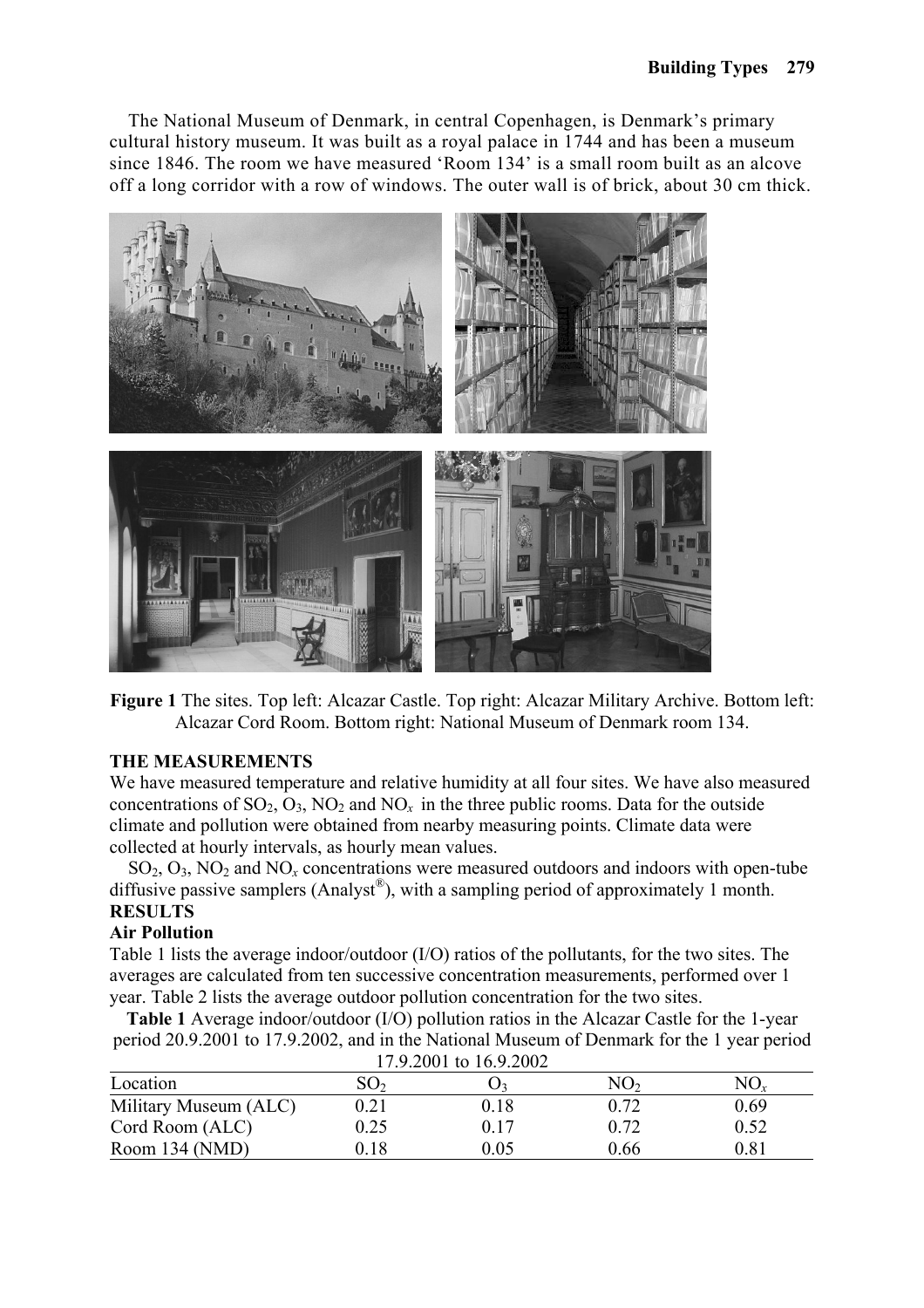The National Museum of Denmark, in central Copenhagen, is Denmark's primary cultural history museum. It was built as a royal palace in 1744 and has been a museum since 1846. The room we have measured 'Room 134' is a small room built as an alcove off a long corridor with a row of windows. The outer wall is of brick, about 30 cm thick.

**Figure 1** The sites. Top left: Alcazar Castle. Top right: Alcazar Military Archive. Bottom left: Alcazar Cord Room. Bottom right: National Museum of Denmark room 134.

## THE MEASUREMENTS

We have measured temperature and relative humidity at all four sites. We have also measured concentrations of $SO_2$, $O_3$, $NO_2$ and $NO_x$ in the three public rooms. Data for the outside climate and pollution were obtained from nearby measuring points. Climate data were collected at hourly intervals, as hourly mean values.

$SO_2$, $O_3$, $NO_2$ and $NO_x$ concentrations were measured outdoors and indoors with open-tube diffusive passive samplers (Analyst®), with a sampling period of approximately 1 month.

## RESULTS

### Air Pollution

Table 1 lists the average indoor/outdoor (I/O) ratios of the pollutants, for the two sites. The averages are calculated from ten successive concentration measurements, performed over 1 year. Table 2 lists the average outdoor pollution concentration for the two sites.

**Table 1** Average indoor/outdoor (I/O) pollution ratios in the Alcazar Castle for the 1-year period 20.9.2001 to 17.9.2002, and in the National Museum of Denmark for the 1 year period 17.9.2001 to 16.9.2002

| Location | $SO_2$ | $O_3$ | $NO_2$ | $NO_x$ |
|---|---|---|---|---|
| Military Museum (ALC) | 0.21 | 0.18 | 0.72 | 0.69 |
| Cord Room (ALC) | 0.25 | 0.17 | 0.72 | 0.52 |
| Room 134 (NMD) | 0.18 | 0.05 | 0.66 | 0.81 |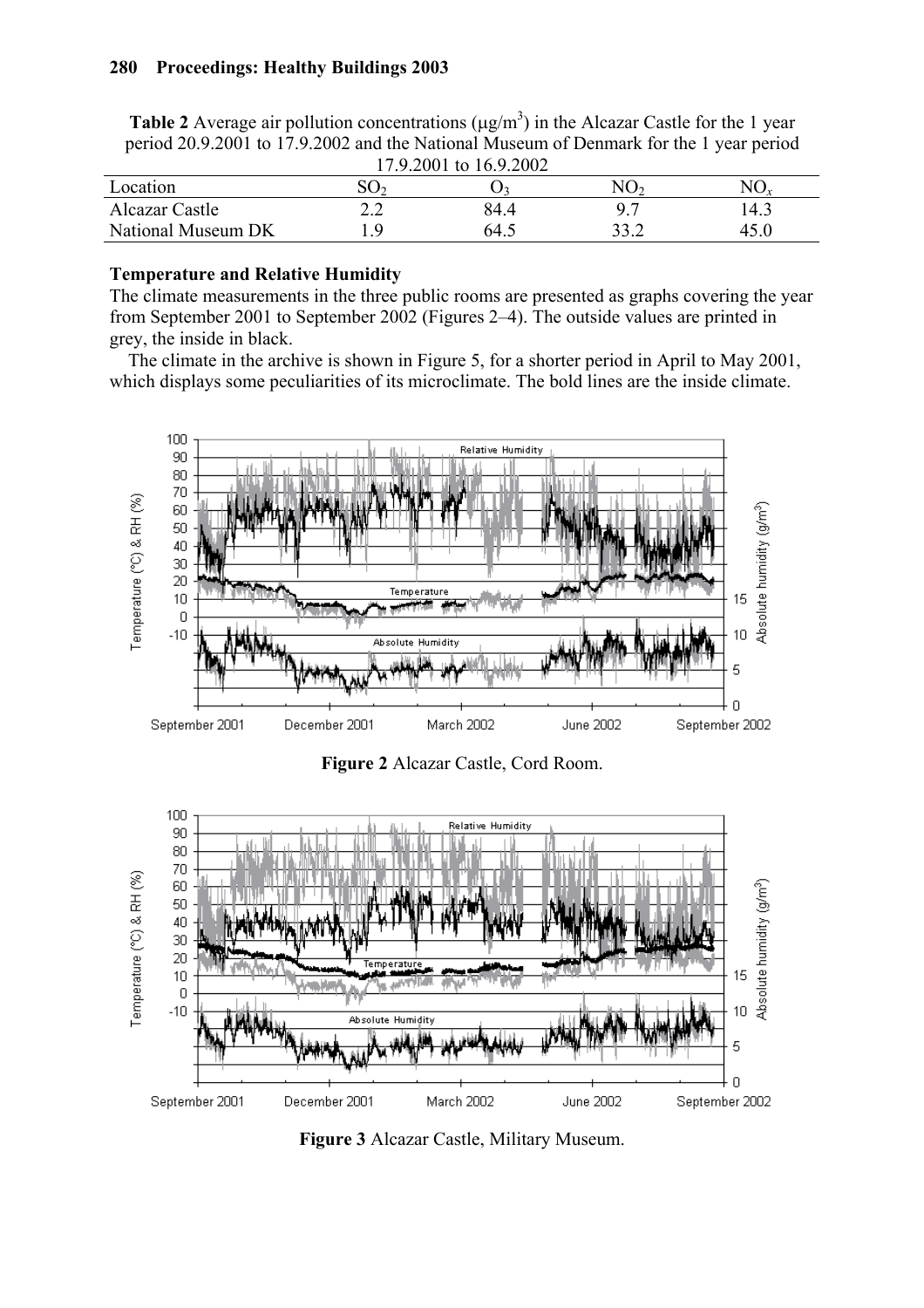**Table 2** Average air pollution concentrations (μg/m$^3$) in the Alcazar Castle for the 1 year period 20.9.2001 to 17.9.2002 and the National Museum of Denmark for the 1 year period 17.9.2001 to 16.9.2002

| Location | $SO_2$ | $O_3$ | $NO_2$ | $NO_x$ |
|---|---|---|---|---|
| Alcazar Castle | 2.2 | 84.4 | 9.7 | 14.3 |
| National Museum DK | 1.9 | 64.5 | 33.2 | 45.0 |

**Temperature and Relative Humidity**

The climate measurements in the three public rooms are presented as graphs covering the year from September 2001 to September 2002 (Figures 2–4). The outside values are printed in grey, the inside in black.

The climate in the archive is shown in Figure 5, for a shorter period in April to May 2001, which displays some peculiarities of its microclimate. The bold lines are the inside climate.

**Figure 2** Alcazar Castle, Cord Room.

**Figure 3** Alcazar Castle, Military Museum.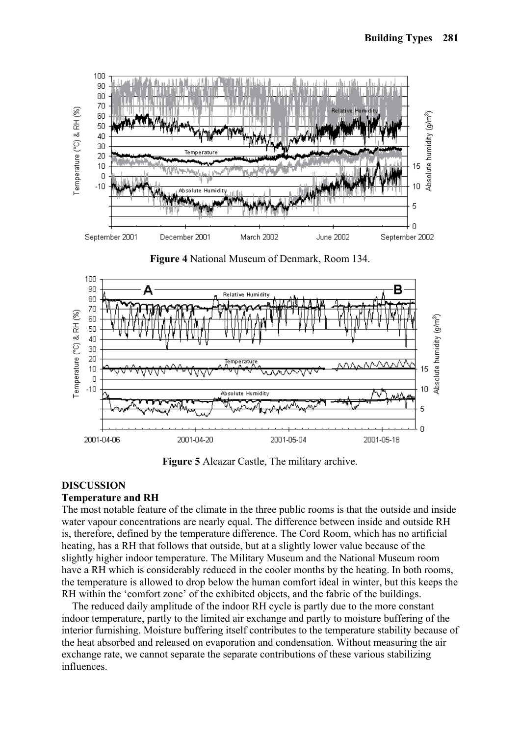**Figure 4** National Museum of Denmark, Room 134.

**Figure 5** Alcazar Castle, The military archive.

## DISCUSSION

### Temperature and RH

The most notable feature of the climate in the three public rooms is that the outside and inside water vapour concentrations are nearly equal. The difference between inside and outside RH is, therefore, defined by the temperature difference. The Cord Room, which has no artificial heating, has a RH that follows that outside, but at a slightly lower value because of the slightly higher indoor temperature. The Military Museum and the National Museum room have a RH which is considerably reduced in the cooler months by the heating. In both rooms, the temperature is allowed to drop below the human comfort ideal in winter, but this keeps the RH within the 'comfort zone' of the exhibited objects, and the fabric of the buildings.

The reduced daily amplitude of the indoor RH cycle is partly due to the more constant indoor temperature, partly to the limited air exchange and partly to moisture buffering of the interior furnishing. Moisture buffering itself contributes to the temperature stability because of the heat absorbed and released on evaporation and condensation. Without measuring the air exchange rate, we cannot separate the separate contributions of these various stabilizing influences.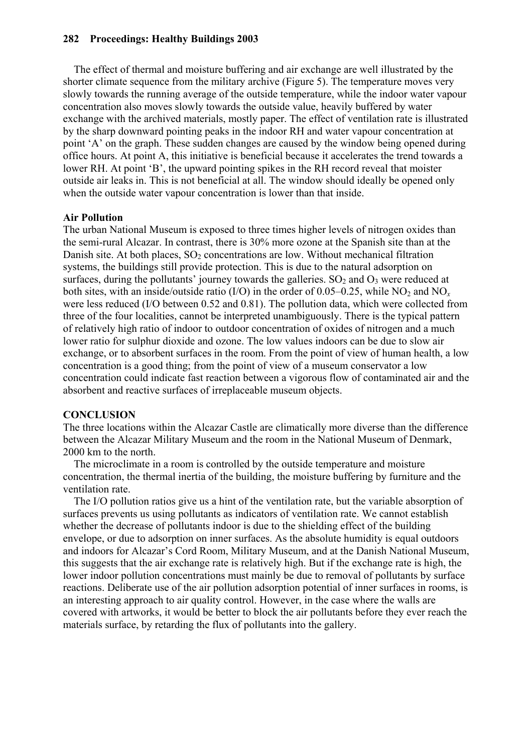The effect of thermal and moisture buffering and air exchange are well illustrated by the shorter climate sequence from the military archive (Figure 5). The temperature moves very slowly towards the running average of the outside temperature, while the indoor water vapour concentration also moves slowly towards the outside value, heavily buffered by water exchange with the archived materials, mostly paper. The effect of ventilation rate is illustrated by the sharp downward pointing peaks in the indoor RH and water vapour concentration at point 'A' on the graph. These sudden changes are caused by the window being opened during office hours. At point A, this initiative is beneficial because it accelerates the trend towards a lower RH. At point 'B', the upward pointing spikes in the RH record reveal that moister outside air leaks in. This is not beneficial at all. The window should ideally be opened only when the outside water vapour concentration is lower than that inside.

**Air Pollution**

The urban National Museum is exposed to three times higher levels of nitrogen oxides than the semi-rural Alcazar. In contrast, there is 30% more ozone at the Spanish site than at the Danish site. At both places, $SO_2$ concentrations are low. Without mechanical filtration systems, the buildings still provide protection. This is due to the natural adsorption on surfaces, during the pollutants' journey towards the galleries. $SO_2$ and $O_3$ were reduced at both sites, with an inside/outside ratio (I/O) in the order of 0.05–0.25, while $NO_2$ and $NO_x$ were less reduced (I/O between 0.52 and 0.81). The pollution data, which were collected from three of the four localities, cannot be interpreted unambiguously. There is the typical pattern of relatively high ratio of indoor to outdoor concentration of oxides of nitrogen and a much lower ratio for sulphur dioxide and ozone. The low values indoors can be due to slow air exchange, or to absorbent surfaces in the room. From the point of view of human health, a low concentration is a good thing; from the point of view of a museum conservator a low concentration could indicate fast reaction between a vigorous flow of contaminated air and the absorbent and reactive surfaces of irreplaceable museum objects.

## CONCLUSION

The three locations within the Alcazar Castle are climatically more diverse than the difference between the Alcazar Military Museum and the room in the National Museum of Denmark, 2000 km to the north.

The microclimate in a room is controlled by the outside temperature and moisture concentration, the thermal inertia of the building, the moisture buffering by furniture and the ventilation rate.

The I/O pollution ratios give us a hint of the ventilation rate, but the variable absorption of surfaces prevents us using pollutants as indicators of ventilation rate. We cannot establish whether the decrease of pollutants indoor is due to the shielding effect of the building envelope, or due to adsorption on inner surfaces. As the absolute humidity is equal outdoors and indoors for Alcazar's Cord Room, Military Museum, and at the Danish National Museum, this suggests that the air exchange rate is relatively high. But if the exchange rate is high, the lower indoor pollution concentrations must mainly be due to removal of pollutants by surface reactions. Deliberate use of the air pollution adsorption potential of inner surfaces in rooms, is an interesting approach to air quality control. However, in the case where the walls are covered with artworks, it would be better to block the air pollutants before they ever reach the materials surface, by retarding the flux of pollutants into the gallery.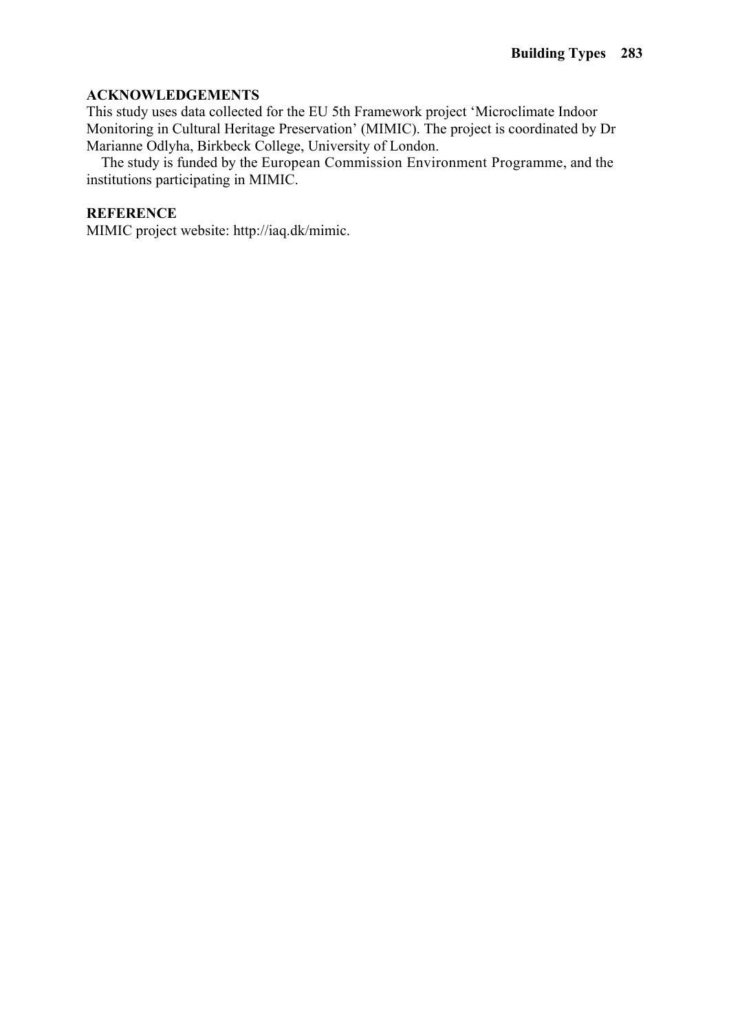## ACKNOWLEDGEMENTS

This study uses data collected for the EU 5th Framework project 'Microclimate Indoor Monitoring in Cultural Heritage Preservation' (MIMIC). The project is coordinated by Dr Marianne Odlyha, Birkbeck College, University of London.

The study is funded by the European Commission Environment Programme, and the institutions participating in MIMIC.

## REFERENCE

MIMIC project website: http://iaq.dk/mimic.